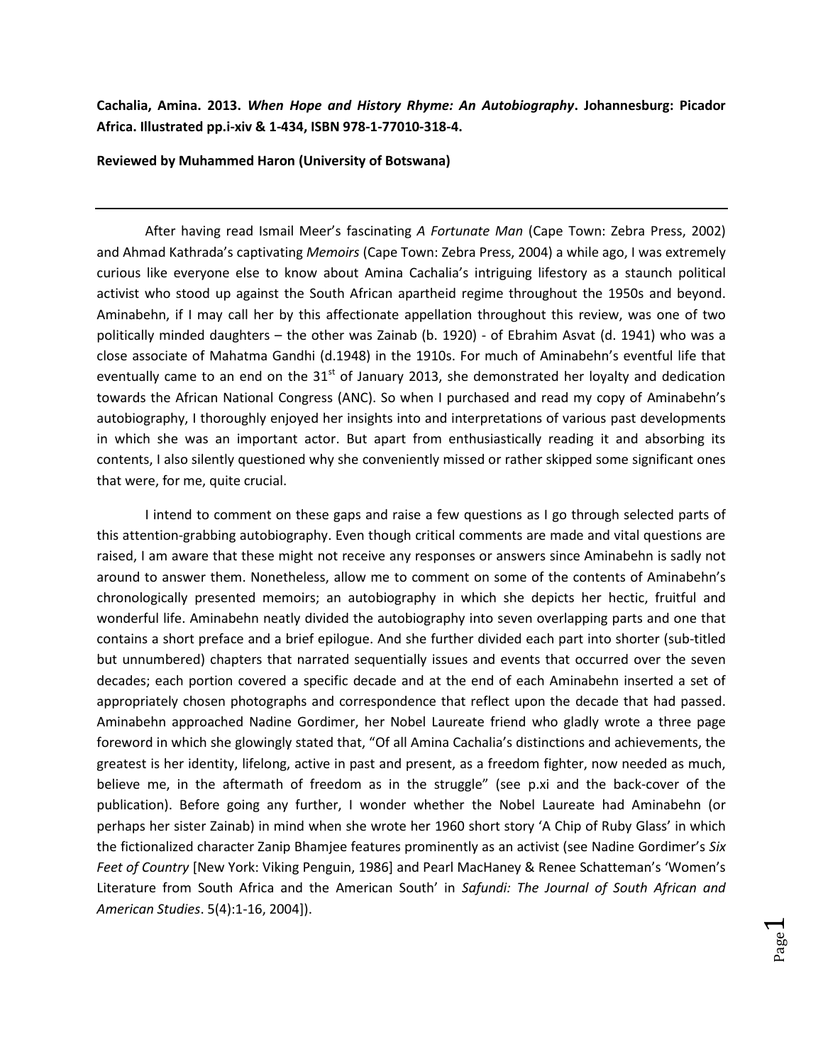**Cachalia, Amina. 2013. *When Hope and History Rhyme: An Autobiography*. Johannesburg: Picador Africa. Illustrated pp.i-xiv & 1-434, ISBN 978-1-77010-318-4.**

**Reviewed by Muhammed Haron (University of Botswana)**

---

After having read Ismail Meer's fascinating *A Fortunate Man* (Cape Town: Zebra Press, 2002) and Ahmad Kathrada's captivating *Memoirs* (Cape Town: Zebra Press, 2004) a while ago, I was extremely curious like everyone else to know about Amina Cachalia's intriguing lifestory as a staunch political activist who stood up against the South African apartheid regime throughout the 1950s and beyond. Aminabehn, if I may call her by this affectionate appellation throughout this review, was one of two politically minded daughters – the other was Zainab (b. 1920) - of Ebrahim Asvat (d. 1941) who was a close associate of Mahatma Gandhi (d.1948) in the 1910s. For much of Aminabehn's eventful life that eventually came to an end on the 31st of January 2013, she demonstrated her loyalty and dedication towards the African National Congress (ANC). So when I purchased and read my copy of Aminabehn's autobiography, I thoroughly enjoyed her insights into and interpretations of various past developments in which she was an important actor. But apart from enthusiastically reading it and absorbing its contents, I also silently questioned why she conveniently missed or rather skipped some significant ones that were, for me, quite crucial.

I intend to comment on these gaps and raise a few questions as I go through selected parts of this attention-grabbing autobiography. Even though critical comments are made and vital questions are raised, I am aware that these might not receive any responses or answers since Aminabehn is sadly not around to answer them. Nonetheless, allow me to comment on some of the contents of Aminabehn's chronologically presented memoirs; an autobiography in which she depicts her hectic, fruitful and wonderful life. Aminabehn neatly divided the autobiography into seven overlapping parts and one that contains a short preface and a brief epilogue. And she further divided each part into shorter (sub-titled but unnumbered) chapters that narrated sequentially issues and events that occurred over the seven decades; each portion covered a specific decade and at the end of each Aminabehn inserted a set of appropriately chosen photographs and correspondence that reflect upon the decade that had passed. Aminabehn approached Nadine Gordimer, her Nobel Laureate friend who gladly wrote a three page foreword in which she glowingly stated that, "Of all Amina Cachalia's distinctions and achievements, the greatest is her identity, lifelong, active in past and present, as a freedom fighter, now needed as much, believe me, in the aftermath of freedom as in the struggle" (see p.xi and the back-cover of the publication). Before going any further, I wonder whether the Nobel Laureate had Aminabehn (or perhaps her sister Zainab) in mind when she wrote her 1960 short story 'A Chip of Ruby Glass' in which the fictionalized character Zanip Bhamjee features prominently as an activist (see Nadine Gordimer's *Six Feet of Country* [New York: Viking Penguin, 1986] and Pearl MacHaney & Renee Schatteman's 'Women's Literature from South Africa and the American South' in *Safundi: The Journal of South African and American Studies*. 5(4):1-16, 2004]).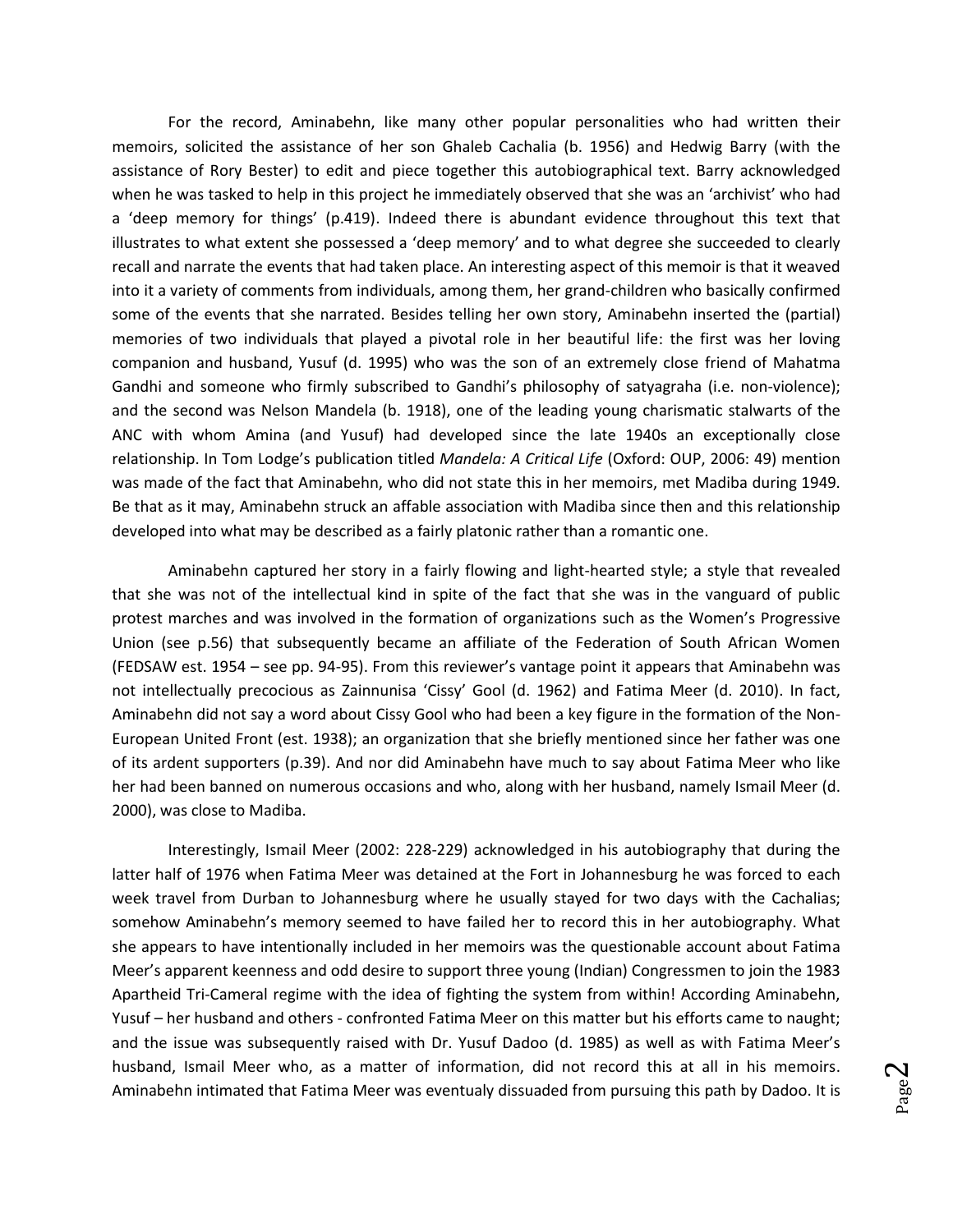For the record, Aminabehn, like many other popular personalities who had written their memoirs, solicited the assistance of her son Ghaleb Cachalia (b. 1956) and Hedwig Barry (with the assistance of Rory Bester) to edit and piece together this autobiographical text. Barry acknowledged when he was tasked to help in this project he immediately observed that she was an 'archivist' who had a 'deep memory for things' (p.419). Indeed there is abundant evidence throughout this text that illustrates to what extent she possessed a 'deep memory' and to what degree she succeeded to clearly recall and narrate the events that had taken place. An interesting aspect of this memoir is that it weaved into it a variety of comments from individuals, among them, her grand-children who basically confirmed some of the events that she narrated. Besides telling her own story, Aminabehn inserted the (partial) memories of two individuals that played a pivotal role in her beautiful life: the first was her loving companion and husband, Yusuf (d. 1995) who was the son of an extremely close friend of Mahatma Gandhi and someone who firmly subscribed to Gandhi's philosophy of satyagraha (i.e. non-violence); and the second was Nelson Mandela (b. 1918), one of the leading young charismatic stalwarts of the ANC with whom Amina (and Yusuf) had developed since the late 1940s an exceptionally close relationship. In Tom Lodge's publication titled *Mandela: A Critical Life* (Oxford: OUP, 2006: 49) mention was made of the fact that Aminabehn, who did not state this in her memoirs, met Madiba during 1949. Be that as it may, Aminabehn struck an affable association with Madiba since then and this relationship developed into what may be described as a fairly platonic rather than a romantic one.

Aminabehn captured her story in a fairly flowing and light-hearted style; a style that revealed that she was not of the intellectual kind in spite of the fact that she was in the vanguard of public protest marches and was involved in the formation of organizations such as the Women's Progressive Union (see p.56) that subsequently became an affiliate of the Federation of South African Women (FEDSAW est. 1954 – see pp. 94-95). From this reviewer's vantage point it appears that Aminabehn was not intellectually precocious as Zainnunisa 'Cissy' Gool (d. 1962) and Fatima Meer (d. 2010). In fact, Aminabehn did not say a word about Cissy Gool who had been a key figure in the formation of the Non-European United Front (est. 1938); an organization that she briefly mentioned since her father was one of its ardent supporters (p.39). And nor did Aminabehn have much to say about Fatima Meer who like her had been banned on numerous occasions and who, along with her husband, namely Ismail Meer (d. 2000), was close to Madiba.

Interestingly, Ismail Meer (2002: 228-229) acknowledged in his autobiography that during the latter half of 1976 when Fatima Meer was detained at the Fort in Johannesburg he was forced to each week travel from Durban to Johannesburg where he usually stayed for two days with the Cachalias; somehow Aminabehn's memory seemed to have failed her to record this in her autobiography. What she appears to have intentionally included in her memoirs was the questionable account about Fatima Meer's apparent keenness and odd desire to support three young (Indian) Congressmen to join the 1983 Apartheid Tri-Cameral regime with the idea of fighting the system from within! According Aminabehn, Yusuf – her husband and others - confronted Fatima Meer on this matter but his efforts came to naught; and the issue was subsequently raised with Dr. Yusuf Dadoo (d. 1985) as well as with Fatima Meer's husband, Ismail Meer who, as a matter of information, did not record this at all in his memoirs. Aminabehn intimated that Fatima Meer was eventualy dissuaded from pursuing this path by Dadoo. It is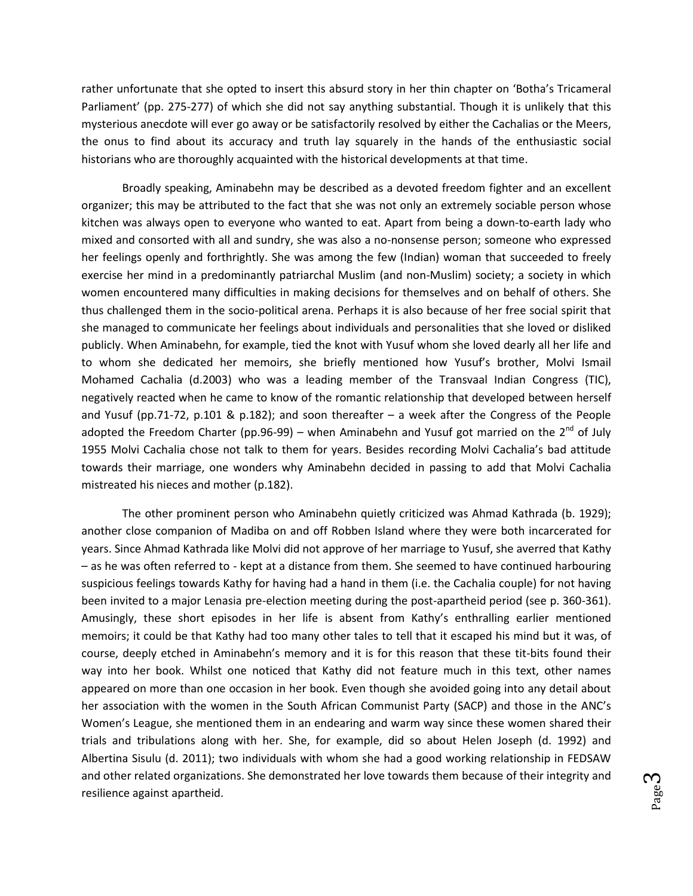rather unfortunate that she opted to insert this absurd story in her thin chapter on 'Botha's Tricameral Parliament' (pp. 275-277) of which she did not say anything substantial. Though it is unlikely that this mysterious anecdote will ever go away or be satisfactorily resolved by either the Cachalias or the Meers, the onus to find about its accuracy and truth lay squarely in the hands of the enthusiastic social historians who are thoroughly acquainted with the historical developments at that time.

Broadly speaking, Aminabehn may be described as a devoted freedom fighter and an excellent organizer; this may be attributed to the fact that she was not only an extremely sociable person whose kitchen was always open to everyone who wanted to eat. Apart from being a down-to-earth lady who mixed and consorted with all and sundry, she was also a no-nonsense person; someone who expressed her feelings openly and forthrightly. She was among the few (Indian) woman that succeeded to freely exercise her mind in a predominantly patriarchal Muslim (and non-Muslim) society; a society in which women encountered many difficulties in making decisions for themselves and on behalf of others. She thus challenged them in the socio-political arena. Perhaps it is also because of her free social spirit that she managed to communicate her feelings about individuals and personalities that she loved or disliked publicly. When Aminabehn, for example, tied the knot with Yusuf whom she loved dearly all her life and to whom she dedicated her memoirs, she briefly mentioned how Yusuf's brother, Molvi Ismail Mohamed Cachalia (d.2003) who was a leading member of the Transvaal Indian Congress (TIC), negatively reacted when he came to know of the romantic relationship that developed between herself and Yusuf (pp.71-72, p.101 & p.182); and soon thereafter – a week after the Congress of the People adopted the Freedom Charter (pp.96-99) – when Aminabehn and Yusuf got married on the 2nd of July 1955 Molvi Cachalia chose not talk to them for years. Besides recording Molvi Cachalia's bad attitude towards their marriage, one wonders why Aminabehn decided in passing to add that Molvi Cachalia mistreated his nieces and mother (p.182).

The other prominent person who Aminabehn quietly criticized was Ahmad Kathrada (b. 1929); another close companion of Madiba on and off Robben Island where they were both incarcerated for years. Since Ahmad Kathrada like Molvi did not approve of her marriage to Yusuf, she averred that Kathy – as he was often referred to - kept at a distance from them. She seemed to have continued harbouring suspicious feelings towards Kathy for having had a hand in them (i.e. the Cachalia couple) for not having been invited to a major Lenasia pre-election meeting during the post-apartheid period (see p. 360-361). Amusingly, these short episodes in her life is absent from Kathy's enthralling earlier mentioned memoirs; it could be that Kathy had too many other tales to tell that it escaped his mind but it was, of course, deeply etched in Aminabehn's memory and it is for this reason that these tit-bits found their way into her book. Whilst one noticed that Kathy did not feature much in this text, other names appeared on more than one occasion in her book. Even though she avoided going into any detail about her association with the women in the South African Communist Party (SACP) and those in the ANC's Women's League, she mentioned them in an endearing and warm way since these women shared their trials and tribulations along with her. She, for example, did so about Helen Joseph (d. 1992) and Albertina Sisulu (d. 2011); two individuals with whom she had a good working relationship in FEDSAW and other related organizations. She demonstrated her love towards them because of their integrity and resilience against apartheid.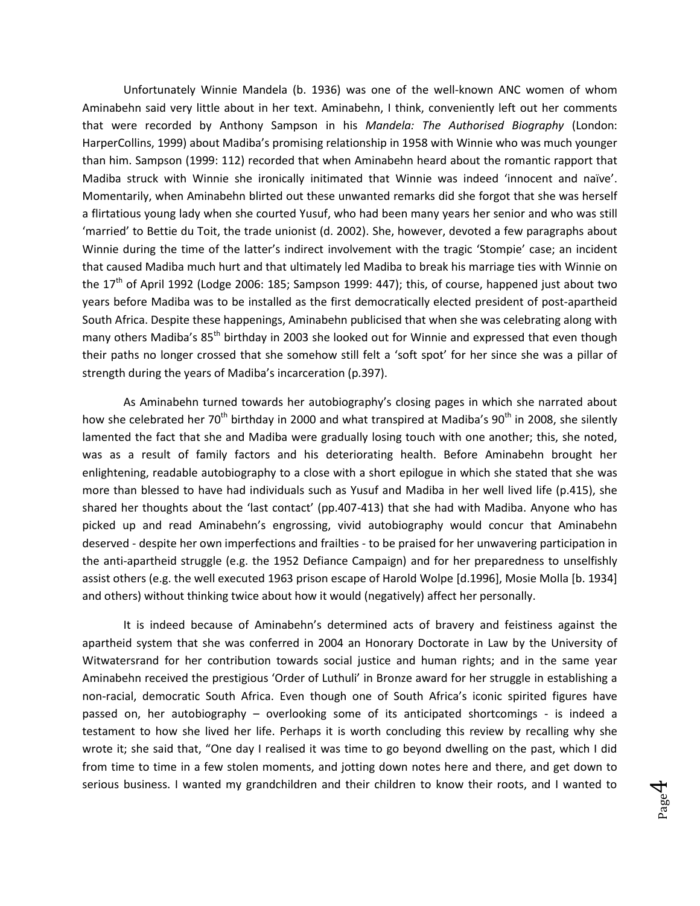Unfortunately Winnie Mandela (b. 1936) was one of the well-known ANC women of whom Aminabehn said very little about in her text. Aminabehn, I think, conveniently left out her comments that were recorded by Anthony Sampson in his *Mandela: The Authorised Biography* (London: HarperCollins, 1999) about Madiba's promising relationship in 1958 with Winnie who was much younger than him. Sampson (1999: 112) recorded that when Aminabehn heard about the romantic rapport that Madiba struck with Winnie she ironically initimated that Winnie was indeed 'innocent and naïve'. Momentarily, when Aminabehn blirted out these unwanted remarks did she forgot that she was herself a flirtatious young lady when she courted Yusuf, who had been many years her senior and who was still 'married' to Bettie du Toit, the trade unionist (d. 2002). She, however, devoted a few paragraphs about Winnie during the time of the latter's indirect involvement with the tragic 'Stompie' case; an incident that caused Madiba much hurt and that ultimately led Madiba to break his marriage ties with Winnie on the 17th of April 1992 (Lodge 2006: 185; Sampson 1999: 447); this, of course, happened just about two years before Madiba was to be installed as the first democratically elected president of post-apartheid South Africa. Despite these happenings, Aminabehn publicised that when she was celebrating along with many others Madiba's 85th birthday in 2003 she looked out for Winnie and expressed that even though their paths no longer crossed that she somehow still felt a 'soft spot' for her since she was a pillar of strength during the years of Madiba's incarceration (p.397).

As Aminabehn turned towards her autobiography's closing pages in which she narrated about how she celebrated her 70th birthday in 2000 and what transpired at Madiba's 90th in 2008, she silently lamented the fact that she and Madiba were gradually losing touch with one another; this, she noted, was as a result of family factors and his deteriorating health. Before Aminabehn brought her enlightening, readable autobiography to a close with a short epilogue in which she stated that she was more than blessed to have had individuals such as Yusuf and Madiba in her well lived life (p.415), she shared her thoughts about the 'last contact' (pp.407-413) that she had with Madiba. Anyone who has picked up and read Aminabehn's engrossing, vivid autobiography would concur that Aminabehn deserved - despite her own imperfections and frailties - to be praised for her unwavering participation in the anti-apartheid struggle (e.g. the 1952 Defiance Campaign) and for her preparedness to unselfishly assist others (e.g. the well executed 1963 prison escape of Harold Wolpe [d.1996], Mosie Molla [b. 1934] and others) without thinking twice about how it would (negatively) affect her personally.

It is indeed because of Aminabehn's determined acts of bravery and feistiness against the apartheid system that she was conferred in 2004 an Honorary Doctorate in Law by the University of Witwatersrand for her contribution towards social justice and human rights; and in the same year Aminabehn received the prestigious 'Order of Luthuli' in Bronze award for her struggle in establishing a non-racial, democratic South Africa. Even though one of South Africa's iconic spirited figures have passed on, her autobiography – overlooking some of its anticipated shortcomings - is indeed a testament to how she lived her life. Perhaps it is worth concluding this review by recalling why she wrote it; she said that, "One day I realised it was time to go beyond dwelling on the past, which I did from time to time in a few stolen moments, and jotting down notes here and there, and get down to serious business. I wanted my grandchildren and their children to know their roots, and I wanted to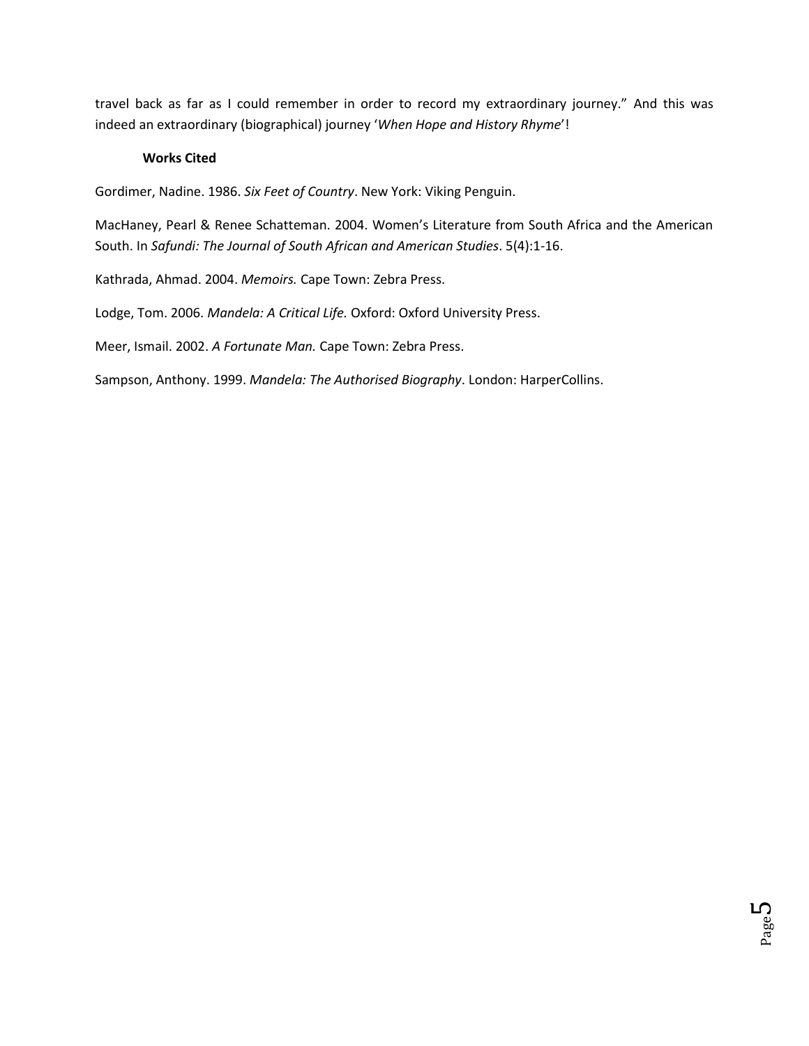travel back as far as I could remember in order to record my extraordinary journey." And this was indeed an extraordinary (biographical) journey '*When Hope and History Rhyme*'!

**Works Cited**

Gordimer, Nadine. 1986. *Six Feet of Country*. New York: Viking Penguin.

MacHaney, Pearl & Renee Schatteman. 2004. Women's Literature from South Africa and the American South. In *Safundi: The Journal of South African and American Studies*. 5(4):1-16.

Kathrada, Ahmad. 2004. *Memoirs.* Cape Town: Zebra Press.

Lodge, Tom. 2006. *Mandela: A Critical Life.* Oxford: Oxford University Press.

Meer, Ismail. 2002. *A Fortunate Man.* Cape Town: Zebra Press.

Sampson, Anthony. 1999. *Mandela: The Authorised Biography*. London: HarperCollins.